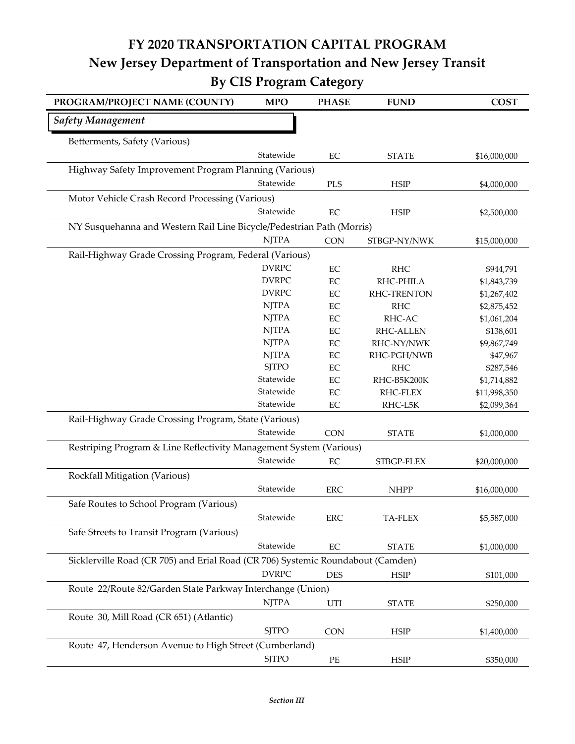# FY 2020 TRANSPORTATION CAPITAL PROGRAM

## New Jersey Department of Transportation and New Jersey Transit

## By CIS Program Category

| PROGRAM/PROJECT NAME (COUNTY) | MPO | PHASE | FUND | COST |
|---|---|---|---|---|
| ***Safety Management*** | | | | |
| Betterments, Safety (Various) | | | | |
| | Statewide | EC | STATE | $16,000,000 |
| Highway Safety Improvement Program Planning (Various) | | | | |
| | Statewide | PLS | HSIP | $4,000,000 |
| Motor Vehicle Crash Record Processing (Various) | | | | |
| | Statewide | EC | HSIP | $2,500,000 |
| NY Susquehanna and Western Rail Line Bicycle/Pedestrian Path (Morris) | | | | |
| | NJTPA | CON | STBGP-NY/NWK | $15,000,000 |
| Rail-Highway Grade Crossing Program, Federal (Various) | | | | |
| | DVRPC | EC | RHC | $944,791 |
| | DVRPC | EC | RHC-PHILA | $1,843,739 |
| | DVRPC | EC | RHC-TRENTON | $1,267,402 |
| | NJTPA | EC | RHC | $2,875,452 |
| | NJTPA | EC | RHC-AC | $1,061,204 |
| | NJTPA | EC | RHC-ALLEN | $138,601 |
| | NJTPA | EC | RHC-NY/NWK | $9,867,749 |
| | NJTPA | EC | RHC-PGH/NWB | $47,967 |
| | SJTPO | EC | RHC | $287,546 |
| | Statewide | EC | RHC-B5K200K | $1,714,882 |
| | Statewide | EC | RHC-FLEX | $11,998,350 |
| | Statewide | EC | RHC-L5K | $2,099,364 |
| Rail-Highway Grade Crossing Program, State (Various) | | | | |
| | Statewide | CON | STATE | $1,000,000 |
| Restriping Program & Line Reflectivity Management System (Various) | | | | |
| | Statewide | EC | STBGP-FLEX | $20,000,000 |
| Rockfall Mitigation (Various) | | | | |
| | Statewide | ERC | NHPP | $16,000,000 |
| Safe Routes to School Program (Various) | | | | |
| | Statewide | ERC | TA-FLEX | $5,587,000 |
| Safe Streets to Transit Program (Various) | | | | |
| | Statewide | EC | STATE | $1,000,000 |
| Sicklerville Road (CR 705) and Erial Road (CR 706) Systemic Roundabout (Camden) | | | | |
| | DVRPC | DES | HSIP | $101,000 |
| Route 22/Route 82/Garden State Parkway Interchange (Union) | | | | |
| | NJTPA | UTI | STATE | $250,000 |
| Route 30, Mill Road (CR 651) (Atlantic) | | | | |
| | SJTPO | CON | HSIP | $1,400,000 |
| Route 47, Henderson Avenue to High Street (Cumberland) | | | | |
| | SJTPO | PE | HSIP | $350,000 |

*Section III*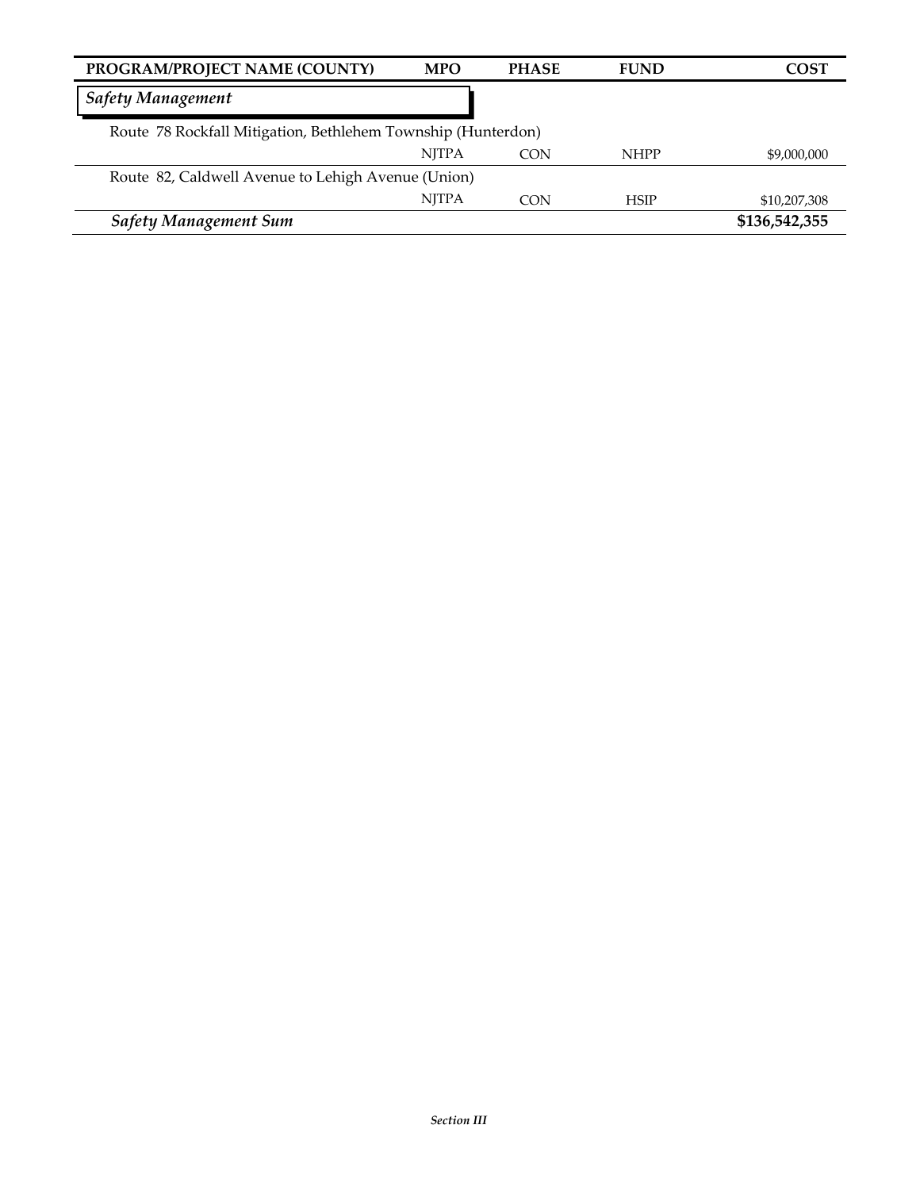| PROGRAM/PROJECT NAME (COUNTY) | MPO | PHASE | FUND | COST |
|---|---|---|---|---|
| *Safety Management* | | | | |
| Route 78 Rockfall Mitigation, Bethlehem Township (Hunterdon) | | | | |
| | NJTPA | CON | NHPP | $9,000,000 |
| Route 82, Caldwell Avenue to Lehigh Avenue (Union) | | | | |
| | NJTPA | CON | HSIP | $10,207,308 |
| ***Safety Management Sum*** | | | | **$136,542,355** |